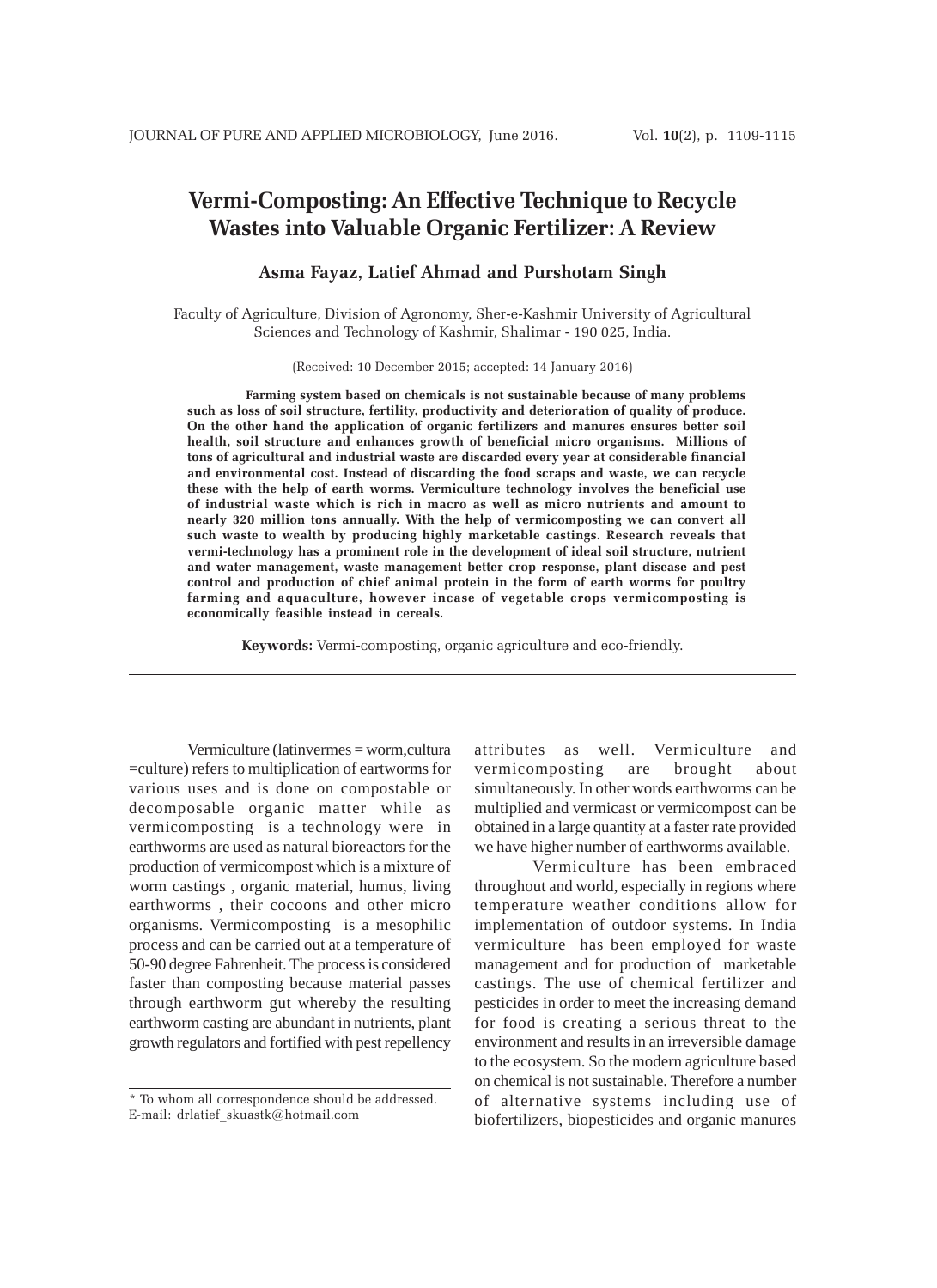# Vermi-Composting: An Effective Technique to Recycle Wastes into Valuable Organic Fertilizer: A Review

**Asma Fayaz, Latief Ahmad and Purshotam Singh**

Faculty of Agriculture, Division of Agronomy, Sher-e-Kashmir University of Agricultural Sciences and Technology of Kashmir, Shalimar - 190 025, India.

(Received: 10 December 2015; accepted: 14 January 2016)

**Farming system based on chemicals is not sustainable because of many problems such as loss of soil structure, fertility, productivity and deterioration of quality of produce. On the other hand the application of organic fertilizers and manures ensures better soil health, soil structure and enhances growth of beneficial micro organisms. Millions of tons of agricultural and industrial waste are discarded every year at considerable financial and environmental cost. Instead of discarding the food scraps and waste, we can recycle these with the help of earth worms. Vermiculture technology involves the beneficial use of industrial waste which is rich in macro as well as micro nutrients and amount to nearly 320 million tons annually. With the help of vermicomposting we can convert all such waste to wealth by producing highly marketable castings. Research reveals that vermi-technology has a prominent role in the development of ideal soil structure, nutrient and water management, waste management better crop response, plant disease and pest control and production of chief animal protein in the form of earth worms for poultry farming and aquaculture, however incase of vegetable crops vermicomposting is economically feasible instead in cereals.**

**Keywords:** Vermi-composting, organic agriculture and eco-friendly.

---

Vermiculture (latinvermes = worm,cultura =culture) refers to multiplication of eartworms for various uses and is done on compostable or decomposable organic matter while as vermicomposting is a technology were in earthworms are used as natural bioreactors for the production of vermicompost which is a mixture of worm castings , organic material, humus, living earthworms , their cocoons and other micro organisms. Vermicomposting is a mesophilic process and can be carried out at a temperature of 50-90 degree Fahrenheit. The process is considered faster than composting because material passes through earthworm gut whereby the resulting earthworm casting are abundant in nutrients, plant growth regulators and fortified with pest repellency attributes as well. Vermiculture and vermicomposting are brought about simultaneously. In other words earthworms can be multiplied and vermicast or vermicompost can be obtained in a large quantity at a faster rate provided we have higher number of earthworms available.

Vermiculture has been embraced throughout and world, especially in regions where temperature weather conditions allow for implementation of outdoor systems. In India vermiculture has been employed for waste management and for production of marketable castings. The use of chemical fertilizer and pesticides in order to meet the increasing demand for food is creating a serious threat to the environment and results in an irreversible damage to the ecosystem. So the modern agriculture based on chemical is not sustainable. Therefore a number of alternative systems including use of biofertilizers, biopesticides and organic manures

* To whom all correspondence should be addressed.
E-mail: drlatief_skuastk@hotmail.com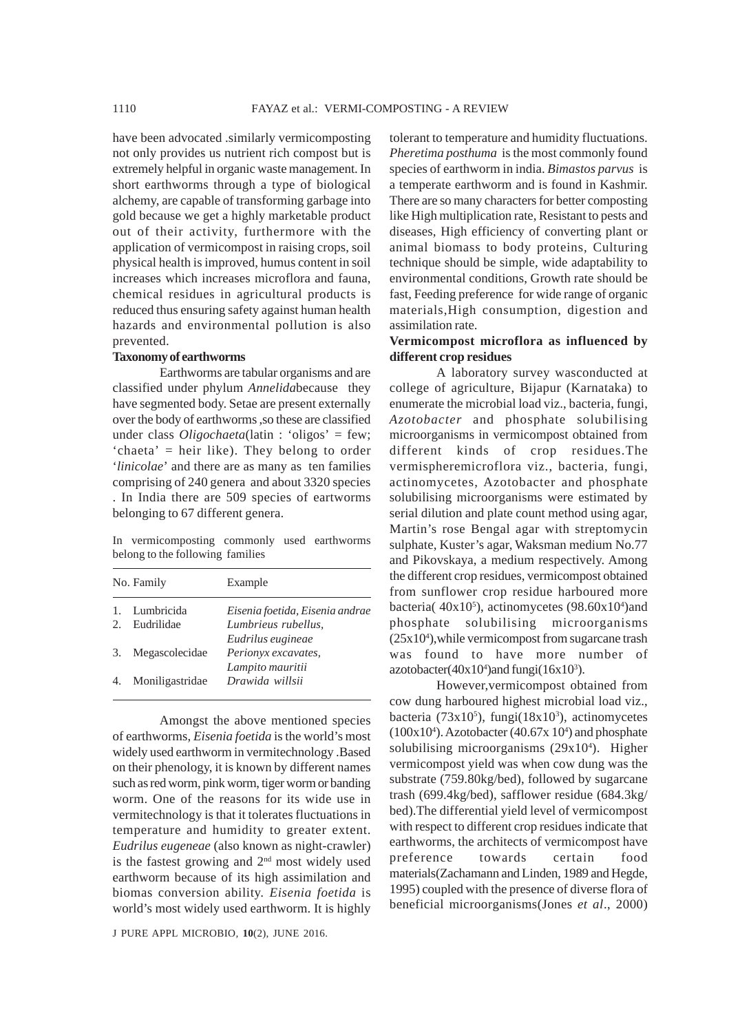have been advocated .similarly vermicomposting not only provides us nutrient rich compost but is extremely helpful in organic waste management. In short earthworms through a type of biological alchemy, are capable of transforming garbage into gold because we get a highly marketable product out of their activity, furthermore with the application of vermicompost in raising crops, soil physical health is improved, humus content in soil increases which increases microflora and fauna, chemical residues in agricultural products is reduced thus ensuring safety against human health hazards and environmental pollution is also prevented.

**Taxonomy of earthworms**

Earthworms are tabular organisms and are classified under phylum *Annelida*because they have segmented body. Setae are present externally over the body of earthworms ,so these are classified under class *Oligochaeta*(latin : 'oligos' = few; 'chaeta' = heir like). They belong to order '*linicolae*' and there are as many as ten families comprising of 240 genera and about 3320 species . In India there are 509 species of eartworms belonging to 67 different genera.

In vermicomposting commonly used earthworms belong to the following families

| No. | Family | Example |
|---|---|---|
| 1. | Lumbricida | *Eisenia foetida, Eisenia andrae* |
| 2. | Eudrilidae | *Lumbrieus rubellus, Eudrilus eugineae* |
| 3. | Megascolecidae | *Perionyx excavates, Lampito mauritii* |
| 4. | Moniligastridae | *Drawida willsii* |

Amongst the above mentioned species of earthworms, *Eisenia foetida* is the world's most widely used earthworm in vermitechnology .Based on their phenology, it is known by different names such as red worm, pink worm, tiger worm or banding worm. One of the reasons for its wide use in vermitechnology is that it tolerates fluctuations in temperature and humidity to greater extent. *Eudrilus eugeneae* (also known as night-crawler) is the fastest growing and 2nd most widely used earthworm because of its high assimilation and biomas conversion ability. *Eisenia foetida* is world's most widely used earthworm. It is highly tolerant to temperature and humidity fluctuations. *Pheretima posthuma* is the most commonly found species of earthworm in india. *Bimastos parvus* is a temperate earthworm and is found in Kashmir. There are so many characters for better composting like High multiplication rate, Resistant to pests and diseases, High efficiency of converting plant or animal biomass to body proteins, Culturing technique should be simple, wide adaptability to environmental conditions, Growth rate should be fast, Feeding preference for wide range of organic materials,High consumption, digestion and assimilation rate.

**Vermicompost microflora as influenced by different crop residues**

A laboratory survey wasconducted at college of agriculture, Bijapur (Karnataka) to enumerate the microbial load viz., bacteria, fungi, *Azotobacter* and phosphate solubilising microorganisms in vermicompost obtained from different kinds of crop residues.The vermispheremicroflora viz., bacteria, fungi, actinomycetes, Azotobacter and phosphate solubilising microorganisms were estimated by serial dilution and plate count method using agar, Martin's rose Bengal agar with streptomycin sulphate, Kuster's agar, Waksman medium No.77 and Pikovskaya, a medium respectively. Among the different crop residues, vermicompost obtained from sunflower crop residue harboured more bacteria( $40x10^5$), actinomycetes ($98.60x10^4$)and phosphate solubilising microorganisms ($25x10^4$),while vermicompost from sugarcane trash was found to have more number of azotobacter($40x10^4$)and fungi($16x10^3$).

However,vermicompost obtained from cow dung harboured highest microbial load viz., bacteria ($73x10^5$), fungi($18x10^3$), actinomycetes ($100x10^4$). Azotobacter ($40.67x\ 10^4$) and phosphate solubilising microorganisms ($29x10^4$). Higher vermicompost yield was when cow dung was the substrate (759.80kg/bed), followed by sugarcane trash (699.4kg/bed), safflower residue (684.3kg/bed).The differential yield level of vermicompost with respect to different crop residues indicate that earthworms, the architects of vermicompost have preference towards certain food materials(Zachamann and Linden, 1989 and Hegde, 1995) coupled with the presence of diverse flora of beneficial microorganisms(Jones *et al*., 2000)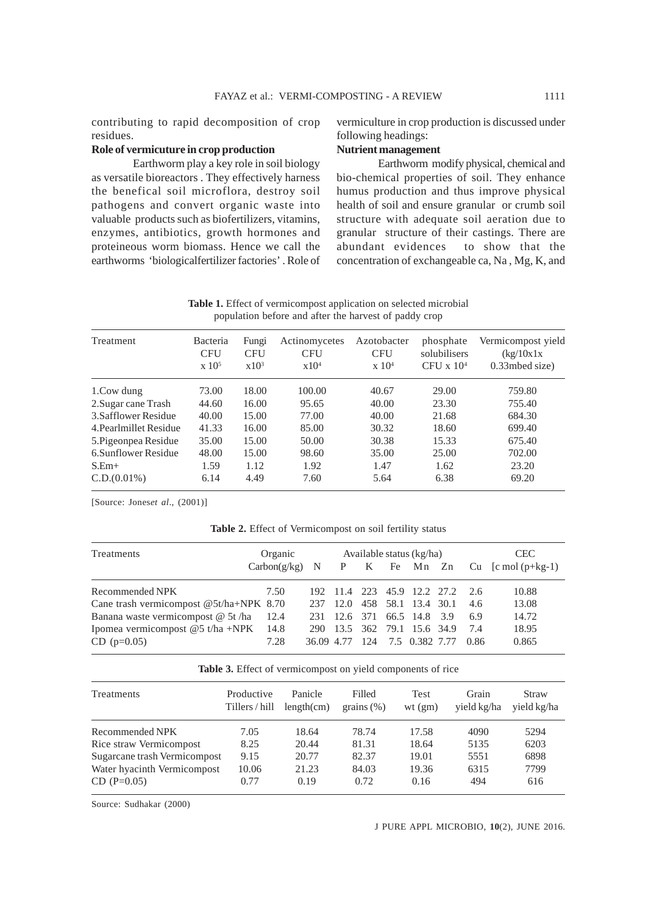contributing to rapid decomposition of crop residues.

**Role of vermicuture in crop production**

Earthworm play a key role in soil biology as versatile bioreactors . They effectively harness the benefical soil microflora, destroy soil pathogens and convert organic waste into valuable products such as biofertilizers, vitamins, enzymes, antibiotics, growth hormones and proteineous worm biomass. Hence we call the earthworms 'biologicalfertilizer factories' . Role of vermiculture in crop production is discussed under following headings:

**Nutrient management**

Earthworm modify physical, chemical and bio-chemical properties of soil. They enhance humus production and thus improve physical health of soil and ensure granular or crumb soil structure with adequate soil aeration due to granular structure of their castings. There are abundant evidences to show that the concentration of exchangeable ca, Na , Mg, K, and

**Table 1.** Effect of vermicompost application on selected microbial population before and after the harvest of paddy crop

| Treatment | Bacteria CFU x $10^5$ | Fungi CFU x$10^3$ | Actinomycetes CFU x$10^4$ | Azotobacter CFU x $10^4$ | phosphate solubilisers CFU x $10^4$ | Vermicompost yield (kg/10x1x 0.33mbed size) |
|---|---|---|---|---|---|---|
| 1.Cow dung | 73.00 | 18.00 | 100.00 | 40.67 | 29.00 | 759.80 |
| 2.Sugar cane Trash | 44.60 | 16.00 | 95.65 | 40.00 | 23.30 | 755.40 |
| 3.Safflower Residue | 40.00 | 15.00 | 77.00 | 40.00 | 21.68 | 684.30 |
| 4.Pearlmillet Residue | 41.33 | 16.00 | 85.00 | 30.32 | 18.60 | 699.40 |
| 5.Pigeonpea Residue | 35.00 | 15.00 | 50.00 | 30.38 | 15.33 | 675.40 |
| 6.Sunflower Residue | 48.00 | 15.00 | 98.60 | 35.00 | 25.00 | 702.00 |
| S.Em+ | 1.59 | 1.12 | 1.92 | 1.47 | 1.62 | 23.20 |
| C.D.(0.01%) | 6.14 | 4.49 | 7.60 | 5.64 | 6.38 | 69.20 |

[Source: Jones*et al*., (2001)]

**Table 2.** Effect of Vermicompost on soil fertility status

| Treatments | Organic Carbon(g/kg) | Available status (kg/ha) N | P | K | Fe | Mn | Zn | Cu | CEC [c mol (p+kg-1) |
|---|---|---|---|---|---|---|---|---|---|
| Recommended NPK | 7.50 | 192 | 11.4 | 223 | 45.9 | 12.2 | 27.2 | 2.6 | 10.88 |
| Cane trash vermicompost @5t/ha+NPK | 8.70 | 237 | 12.0 | 458 | 58.1 | 13.4 | 30.1 | 4.6 | 13.08 |
| Banana waste vermicompost @ 5t /ha | 12.4 | 231 | 12.6 | 371 | 66.5 | 14.8 | 3.9 | 6.9 | 14.72 |
| Ipomea vermicompost @5 t/ha +NPK | 14.8 | 290 | 13.5 | 362 | 79.1 | 15.6 | 34.9 | 7.4 | 18.95 |
| CD (p=0.05) | 7.28 | 36.09 | 4.77 | 124 | 7.5 | 0.382 | 7.77 | 0.86 | 0.865 |

**Table 3.** Effect of vermicompost on yield components of rice

| Treatments | Productive Tillers / hill | Panicle length(cm) | Filled grains (%) | Test wt (gm) | Grain yield kg/ha | Straw yield kg/ha |
|---|---|---|---|---|---|---|
| Recommended NPK | 7.05 | 18.64 | 78.74 | 17.58 | 4090 | 5294 |
| Rice straw Vermicompost | 8.25 | 20.44 | 81.31 | 18.64 | 5135 | 6203 |
| Sugarcane trash Vermicompost | 9.15 | 20.77 | 82.37 | 19.01 | 5551 | 6898 |
| Water hyacinth Vermicompost | 10.06 | 21.23 | 84.03 | 19.36 | 6315 | 7799 |
| CD (P=0.05) | 0.77 | 0.19 | 0.72 | 0.16 | 494 | 616 |

Source: Sudhakar (2000)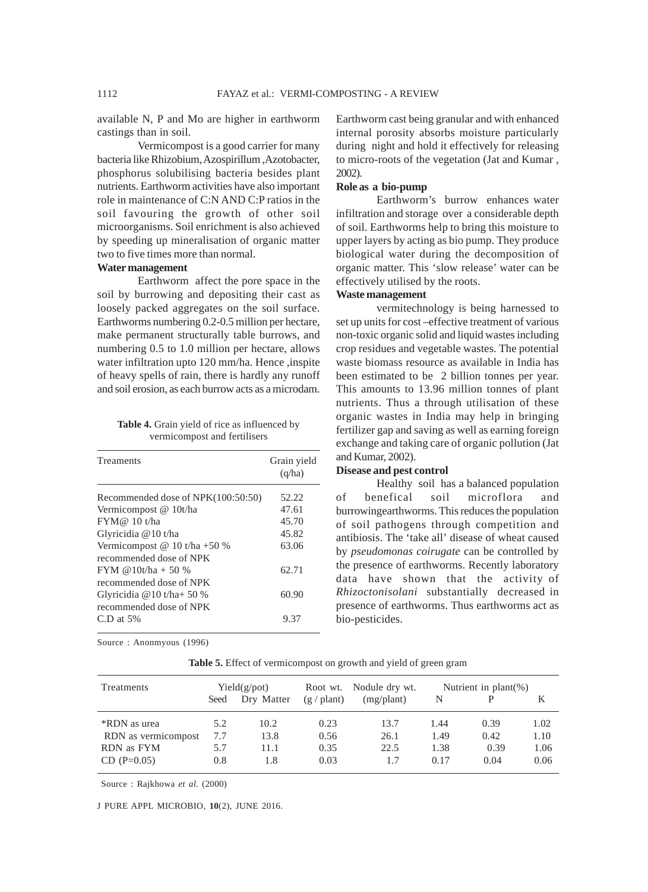available N, P and Mo are higher in earthworm castings than in soil.

Vermicompost is a good carrier for many bacteria like Rhizobium, Azospirillum ,Azotobacter, phosphorus solubilising bacteria besides plant nutrients. Earthworm activities have also important role in maintenance of C:N AND C:P ratios in the soil favouring the growth of other soil microorganisms. Soil enrichment is also achieved by speeding up mineralisation of organic matter two to five times more than normal.

**Water management**

Earthworm affect the pore space in the soil by burrowing and depositing their cast as loosely packed aggregates on the soil surface. Earthworms numbering 0.2-0.5 million per hectare, make permanent structurally table burrows, and numbering 0.5 to 1.0 million per hectare, allows water infiltration upto 120 mm/ha. Hence ,inspite of heavy spells of rain, there is hardly any runoff and soil erosion, as each burrow acts as a microdam.

**Table 4.** Grain yield of rice as influenced by vermicompost and fertilisers

| Treaments | Grain yield (q/ha) |
|---|---|
| Recommended dose of NPK(100:50:50) | 52.22 |
| Vermicompost @ 10t/ha | 47.61 |
| FYM@ 10 t/ha | 45.70 |
| Glyricidia @10 t/ha | 45.82 |
| Vermicompost @ 10 t/ha +50 % recommended dose of NPK | 63.06 |
| FYM @10t/ha + 50 % recommended dose of NPK | 62.71 |
| Glyricidia @10 t/ha+ 50 % recommended dose of NPK | 60.90 |
| C.D at 5% | 9.37 |

Source : Anonmyous (1996)

Earthworm cast being granular and with enhanced internal porosity absorbs moisture particularly during night and hold it effectively for releasing to micro-roots of the vegetation (Jat and Kumar , 2002).

**Role as a bio-pump**

Earthworm's burrow enhances water infiltration and storage over a considerable depth of soil. Earthworms help to bring this moisture to upper layers by acting as bio pump. They produce biological water during the decomposition of organic matter. This 'slow release' water can be effectively utilised by the roots.

**Waste management**

vermitechnology is being harnessed to set up units for cost –effective treatment of various non-toxic organic solid and liquid wastes including crop residues and vegetable wastes. The potential waste biomass resource as available in India has been estimated to be 2 billion tonnes per year. This amounts to 13.96 million tonnes of plant nutrients. Thus a through utilisation of these organic wastes in India may help in bringing fertilizer gap and saving as well as earning foreign exchange and taking care of organic pollution (Jat and Kumar, 2002).

**Disease and pest control**

Healthy soil has a balanced population of benefical soil microflora and burrowingearthworms. This reduces the population of soil pathogens through competition and antibiosis. The 'take all' disease of wheat caused by *pseudomonas coirugate* can be controlled by the presence of earthworms. Recently laboratory data have shown that the activity of *Rhizoctonisolani* substantially decreased in presence of earthworms. Thus earthworms act as bio-pesticides.

**Table 5.** Effect of vermicompost on growth and yield of green gram

| Treatments | Yield(g/pot) | | Root wt. | Nodule dry wt. | Nutrient in plant(%) | | |
|---|---|---|---|---|---|---|---|
| | Seed | Dry Matter | (g / plant) | (mg/plant) | N | P | K |
| *RDN as urea | 5.2 | 10.2 | 0.23 | 13.7 | 1.44 | 0.39 | 1.02 |
| RDN as vermicompost | 7.7 | 13.8 | 0.56 | 26.1 | 1.49 | 0.42 | 1.10 |
| RDN as FYM | 5.7 | 11.1 | 0.35 | 22.5 | 1.38 | 0.39 | 1.06 |
| CD (P=0.05) | 0.8 | 1.8 | 0.03 | 1.7 | 0.17 | 0.04 | 0.06 |

Source : Rajkhowa *et al.* (2000)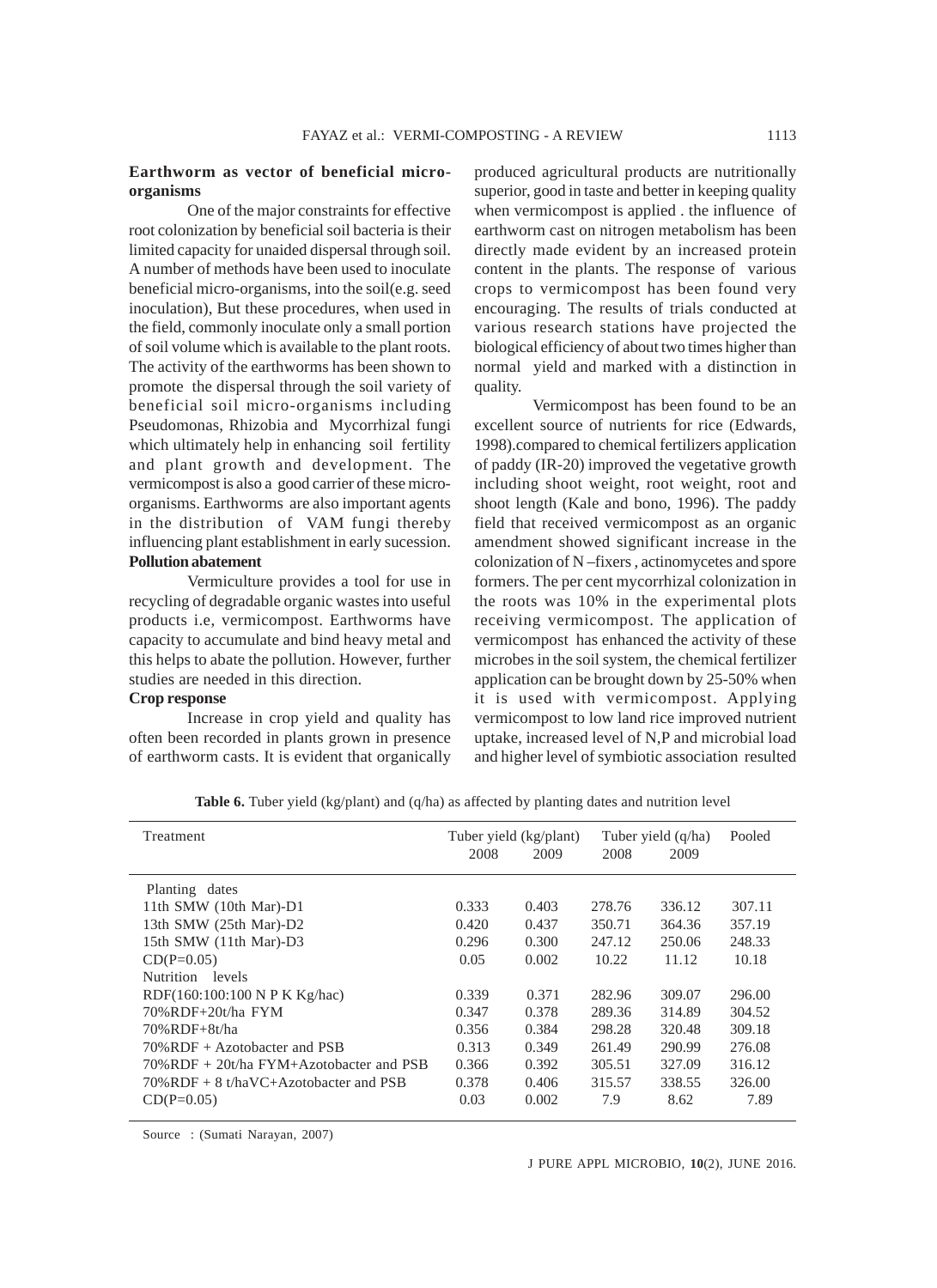### Earthworm as vector of beneficial micro-organisms

One of the major constraints for effective root colonization by beneficial soil bacteria is their limited capacity for unaided dispersal through soil. A number of methods have been used to inoculate beneficial micro-organisms, into the soil(e.g. seed inoculation), But these procedures, when used in the field, commonly inoculate only a small portion of soil volume which is available to the plant roots. The activity of the earthworms has been shown to promote the dispersal through the soil variety of beneficial soil micro-organisms including Pseudomonas, Rhizobia and Mycorrhizal fungi which ultimately help in enhancing soil fertility and plant growth and development. The vermicompost is also a good carrier of these micro-organisms. Earthworms are also important agents in the distribution of VAM fungi thereby influencing plant establishment in early sucession.

### Pollution abatement

Vermiculture provides a tool for use in recycling of degradable organic wastes into useful products i.e, vermicompost. Earthworms have capacity to accumulate and bind heavy metal and this helps to abate the pollution. However, further studies are needed in this direction.

### Crop response

Increase in crop yield and quality has often been recorded in plants grown in presence of earthworm casts. It is evident that organically produced agricultural products are nutritionally superior, good in taste and better in keeping quality when vermicompost is applied . the influence of earthworm cast on nitrogen metabolism has been directly made evident by an increased protein content in the plants. The response of various crops to vermicompost has been found very encouraging. The results of trials conducted at various research stations have projected the biological efficiency of about two times higher than normal yield and marked with a distinction in quality.

Vermicompost has been found to be an excellent source of nutrients for rice (Edwards, 1998).compared to chemical fertilizers application of paddy (IR-20) improved the vegetative growth including shoot weight, root weight, root and shoot length (Kale and bono, 1996). The paddy field that received vermicompost as an organic amendment showed significant increase in the colonization of N –fixers , actinomycetes and spore formers. The per cent mycorrhizal colonization in the roots was 10% in the experimental plots receiving vermicompost. The application of vermicompost has enhanced the activity of these microbes in the soil system, the chemical fertilizer application can be brought down by 25-50% when it is used with vermicompost. Applying vermicompost to low land rice improved nutrient uptake, increased level of N,P and microbial load and higher level of symbiotic association resulted

**Table 6.** Tuber yield (kg/plant) and (q/ha) as affected by planting dates and nutrition level

| Treatment | Tuber yield (kg/plant) | | Tuber yield (q/ha) | | Pooled |
|---|---|---|---|---|---|
| | 2008 | 2009 | 2008 | 2009 | |
| Planting dates | | | | | |
| 11th SMW (10th Mar)-D1 | 0.333 | 0.403 | 278.76 | 336.12 | 307.11 |
| 13th SMW (25th Mar)-D2 | 0.420 | 0.437 | 350.71 | 364.36 | 357.19 |
| 15th SMW (11th Mar)-D3 | 0.296 | 0.300 | 247.12 | 250.06 | 248.33 |
| CD(P=0.05) | 0.05 | 0.002 | 10.22 | 11.12 | 10.18 |
| Nutrition levels | | | | | |
| RDF(160:100:100 N P K Kg/hac) | 0.339 | 0.371 | 282.96 | 309.07 | 296.00 |
| 70%RDF+20t/ha FYM | 0.347 | 0.378 | 289.36 | 314.89 | 304.52 |
| 70%RDF+8t/ha | 0.356 | 0.384 | 298.28 | 320.48 | 309.18 |
| 70%RDF + Azotobacter and PSB | 0.313 | 0.349 | 261.49 | 290.99 | 276.08 |
| 70%RDF + 20t/ha FYM+Azotobacter and PSB | 0.366 | 0.392 | 305.51 | 327.09 | 316.12 |
| 70%RDF + 8 t/haVC+Azotobacter and PSB | 0.378 | 0.406 | 315.57 | 338.55 | 326.00 |
| CD(P=0.05) | 0.03 | 0.002 | 7.9 | 8.62 | 7.89 |

Source : (Sumati Narayan, 2007)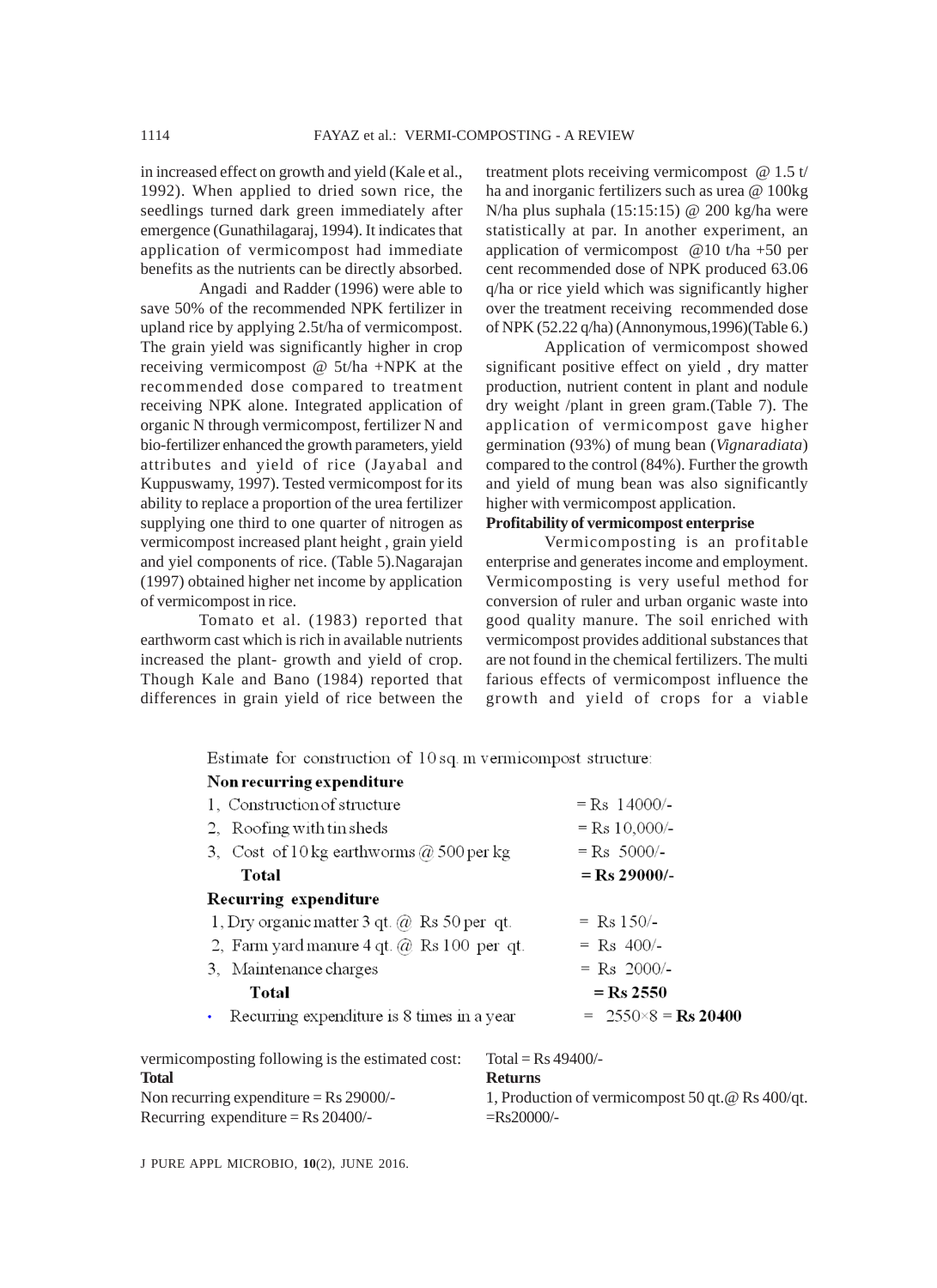in increased effect on growth and yield (Kale et al., 1992). When applied to dried sown rice, the seedlings turned dark green immediately after emergence (Gunathilagaraj, 1994). It indicates that application of vermicompost had immediate benefits as the nutrients can be directly absorbed.

Angadi and Radder (1996) were able to save 50% of the recommended NPK fertilizer in upland rice by applying 2.5t/ha of vermicompost. The grain yield was significantly higher in crop receiving vermicompost @ 5t/ha +NPK at the recommended dose compared to treatment receiving NPK alone. Integrated application of organic N through vermicompost, fertilizer N and bio-fertilizer enhanced the growth parameters, yield attributes and yield of rice (Jayabal and Kuppuswamy, 1997). Tested vermicompost for its ability to replace a proportion of the urea fertilizer supplying one third to one quarter of nitrogen as vermicompost increased plant height , grain yield and yiel components of rice. (Table 5).Nagarajan (1997) obtained higher net income by application of vermicompost in rice.

Tomato et al. (1983) reported that earthworm cast which is rich in available nutrients increased the plant- growth and yield of crop. Though Kale and Bano (1984) reported that differences in grain yield of rice between the treatment plots receiving vermicompost @ 1.5 t/ha and inorganic fertilizers such as urea @ 100kg N/ha plus suphala (15:15:15) @ 200 kg/ha were statistically at par. In another experiment, an application of vermicompost @10 t/ha +50 per cent recommended dose of NPK produced 63.06 q/ha or rice yield which was significantly higher over the treatment receiving recommended dose of NPK (52.22 q/ha) (Annonymous,1996)(Table 6.)

Application of vermicompost showed significant positive effect on yield , dry matter production, nutrient content in plant and nodule dry weight /plant in green gram.(Table 7). The application of vermicompost gave higher germination (93%) of mung bean (*Vignaradiata*) compared to the control (84%). Further the growth and yield of mung bean was also significantly higher with vermicompost application.

**Profitability of vermicompost enterprise**

Vermicomposting is an profitable enterprise and generates income and employment. Vermicomposting is very useful method for conversion of ruler and urban organic waste into good quality manure. The soil enriched with vermicompost provides additional substances that are not found in the chemical fertilizers. The multi farious effects of vermicompost influence the growth and yield of crops for a viable vermicomposting following is the estimated cost:

Estimate for construction of 10 sq. m vermicompost structure:

**Non recurring expenditure**

| | |
|---|---|
| 1, Construction of structure | = Rs 14000/- |
| 2, Roofing with tin sheds | = Rs 10,000/- |
| 3, Cost of 10 kg earthworms @ 500 per kg | = Rs 5000/- |
| **Total** | **= Rs 29000/-** |

**Recurring expenditure**

| | |
|---|---|
| 1, Dry organic matter 3 qt. @ Rs 50 per qt. | = Rs 150/- |
| 2, Farm yard manure 4 qt. @ Rs 100 per qt. | = Rs 400/- |
| 3, Maintenance charges | = Rs 2000/- |
| **Total** | **= Rs 2550** |

- Recurring expenditure is 8 times in a year = 2550×8 = **Rs 20400**

**Total**

Non recurring expenditure = Rs 29000/-

Recurring expenditure = Rs 20400/-

Total = Rs 49400/-

**Returns**

1, Production of vermicompost 50 qt.@ Rs 400/qt. =Rs20000/-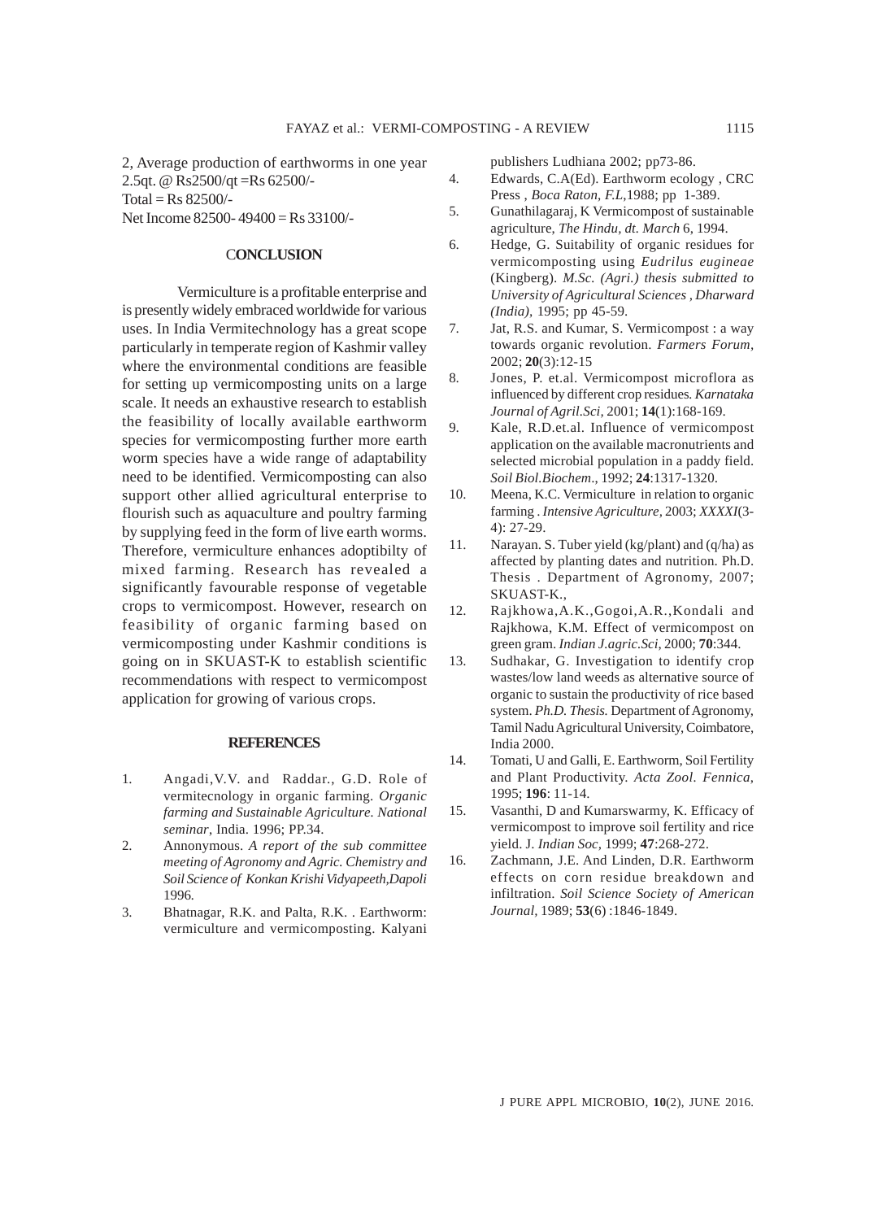2, Average production of earthworms in one year
2.5qt. @ Rs2500/qt =Rs 62500/-
Total = Rs 82500/-
Net Income 82500- 49400 = Rs 33100/-

## CONCLUSION

Vermiculture is a profitable enterprise and is presently widely embraced worldwide for various uses. In India Vermitechnology has a great scope particularly in temperate region of Kashmir valley where the environmental conditions are feasible for setting up vermicomposting units on a large scale. It needs an exhaustive research to establish the feasibility of locally available earthworm species for vermicomposting further more earth worm species have a wide range of adaptability need to be identified. Vermicomposting can also support other allied agricultural enterprise to flourish such as aquaculture and poultry farming by supplying feed in the form of live earth worms. Therefore, vermiculture enhances adoptibilty of mixed farming. Research has revealed a significantly favourable response of vegetable crops to vermicompost. However, research on feasibility of organic farming based on vermicomposting under Kashmir conditions is going on in SKUAST-K to establish scientific recommendations with respect to vermicompost application for growing of various crops.

## REFERENCES

1. Angadi,V.V. and Raddar., G.D. Role of vermitecnology in organic farming. *Organic farming and Sustainable Agriculture. National seminar*, India. 1996; PP.34.
2. Annonymous. *A report of the sub committee meeting of Agronomy and Agric. Chemistry and Soil Science of Konkan Krishi Vidyapeeth,Dapoli* 1996.
3. Bhatnagar, R.K. and Palta, R.K. . Earthworm: vermiculture and vermicomposting. Kalyani publishers Ludhiana 2002; pp73-86.
4. Edwards, C.A(Ed). Earthworm ecology , CRC Press , *Boca Raton, F.L*,1988; pp 1-389.
5. Gunathilagaraj, K Vermicompost of sustainable agriculture, *The Hindu, dt. March* 6, 1994.
6. Hedge, G. Suitability of organic residues for vermicomposting using *Eudrilus eugineae* (Kingberg). *M.Sc. (Agri.) thesis submitted to University of Agricultural Sciences , Dharward (India)*, 1995; pp 45-59.
7. Jat, R.S. and Kumar, S. Vermicompost : a way towards organic revolution. *Farmers Forum*, 2002; **20**(3):12-15
8. Jones, P. et.al. Vermicompost microflora as influenced by different crop residues. *Karnataka Journal of Agril.Sci*, 2001; **14**(1):168-169.
9. Kale, R.D.et.al. Influence of vermicompost application on the available macronutrients and selected microbial population in a paddy field. *Soil Biol.Biochem*., 1992; **24**:1317-1320.
10. Meena, K.C. Vermiculture in relation to organic farming . *Intensive Agriculture*, 2003; *XXXXI*(3-4): 27-29.
11. Narayan. S. Tuber yield (kg/plant) and (q/ha) as affected by planting dates and nutrition. Ph.D. Thesis . Department of Agronomy, 2007; SKUAST-K.,
12. Rajkhowa,A.K.,Gogoi,A.R.,Kondali and Rajkhowa, K.M. Effect of vermicompost on green gram. *Indian J.agric.Sci*, 2000; **70**:344.
13. Sudhakar, G. Investigation to identify crop wastes/low land weeds as alternative source of organic to sustain the productivity of rice based system. *Ph.D. Thesis.* Department of Agronomy, Tamil Nadu Agricultural University, Coimbatore, India 2000.
14. Tomati, U and Galli, E. Earthworm, Soil Fertility and Plant Productivity. *Acta Zool. Fennica*, 1995; **196**: 11-14.
15. Vasanthi, D and Kumarswarmy, K. Efficacy of vermicompost to improve soil fertility and rice yield. J. *Indian Soc*, 1999; **47**:268-272.
16. Zachmann, J.E. And Linden, D.R. Earthworm effects on corn residue breakdown and infiltration. *Soil Science Society of American Journal*, 1989; **53**(6) :1846-1849.